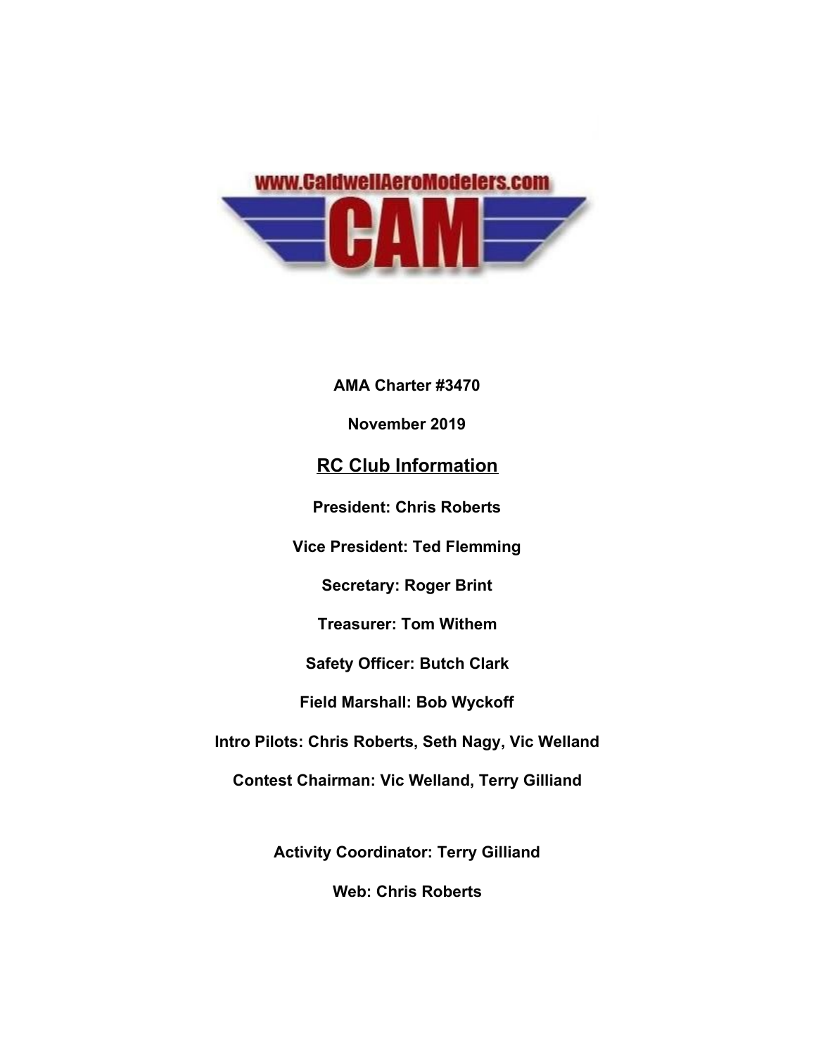www.CaldwellAeroModelers.com

# CAM

**AMA Charter #3470**

**November 2019**

## RC Club Information

**President: Chris Roberts**

**Vice President: Ted Flemming**

**Secretary: Roger Brint**

**Treasurer: Tom Withem**

**Safety Officer: Butch Clark**

**Field Marshall: Bob Wyckoff**

**Intro Pilots: Chris Roberts, Seth Nagy, Vic Welland**

**Contest Chairman: Vic Welland, Terry Gilliand**

**Activity Coordinator: Terry Gilliand**

**Web: Chris Roberts**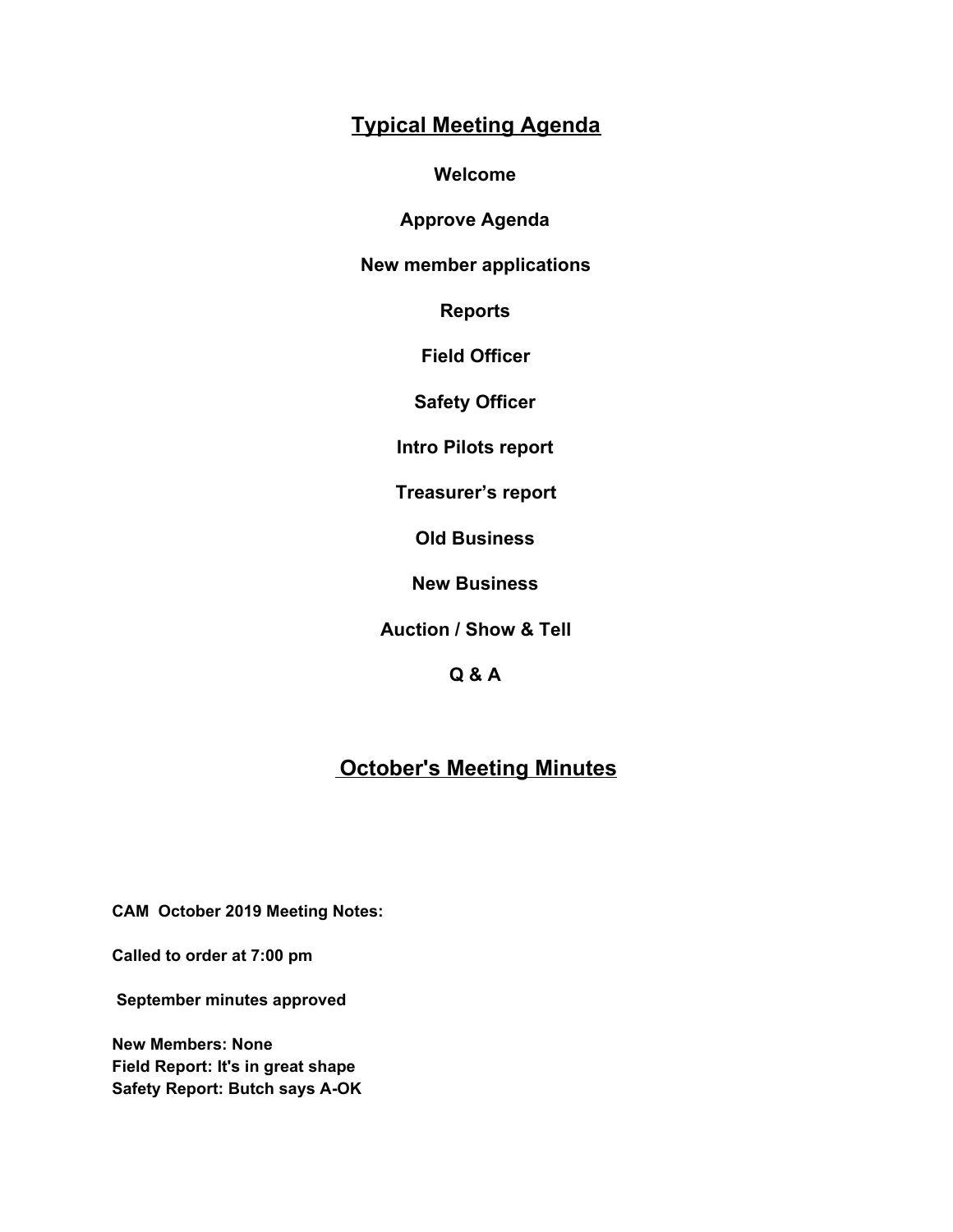## Typical Meeting Agenda

**Welcome**

**Approve Agenda**

**New member applications**

**Reports**

**Field Officer**

**Safety Officer**

**Intro Pilots report**

**Treasurer's report**

**Old Business**

**New Business**

**Auction / Show & Tell**

**Q & A**

## October's Meeting Minutes

**CAM October 2019 Meeting Notes:**

**Called to order at 7:00 pm**

**September minutes approved**

**New Members: None**
**Field Report: It's in great shape**
**Safety Report: Butch says A-OK**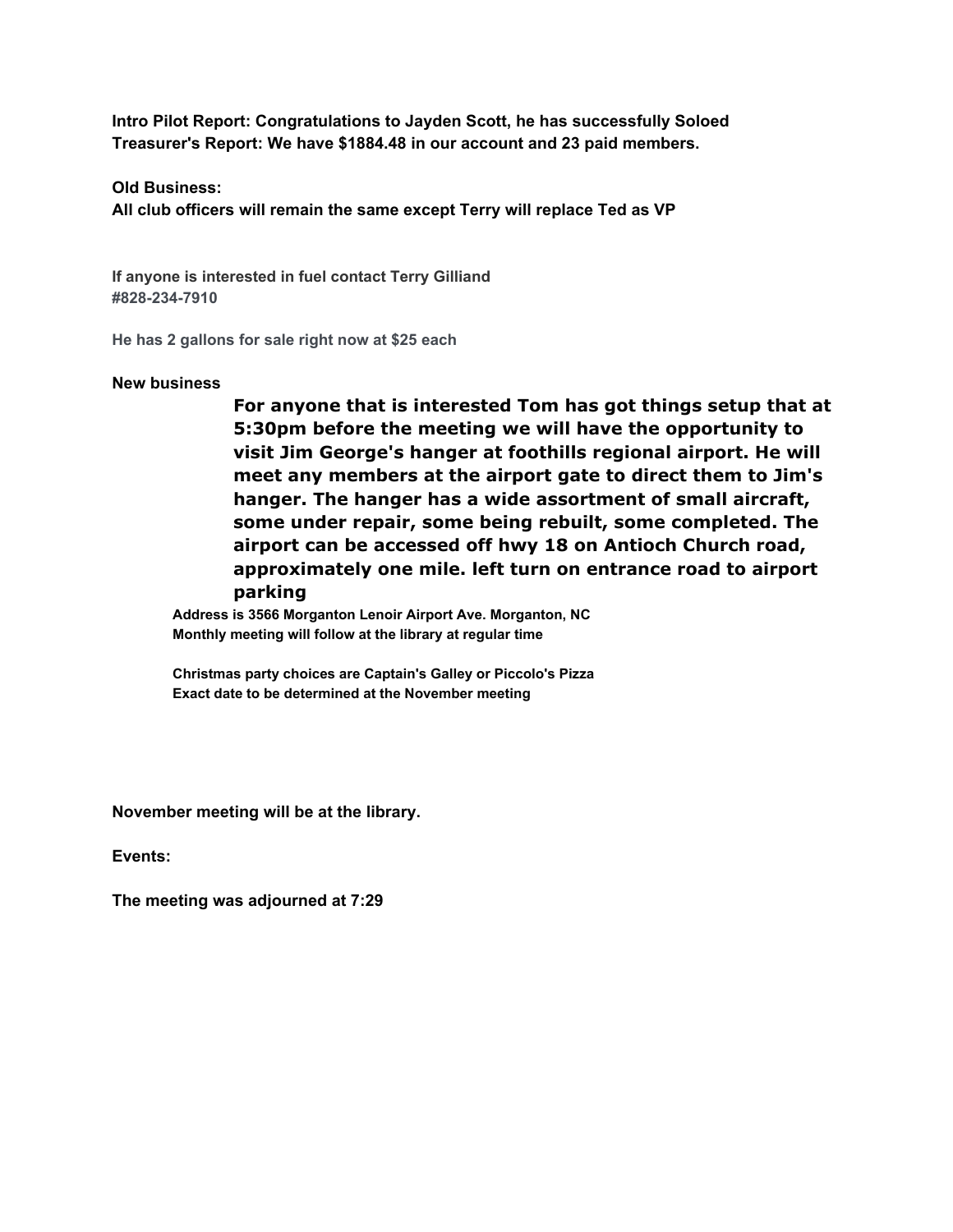**Intro Pilot Report: Congratulations to Jayden Scott, he has successfully Soloed**
**Treasurer's Report: We have $1884.48 in our account and 23 paid members.**

**Old Business:**
**All club officers will remain the same except Terry will replace Ted as VP**

**If anyone is interested in fuel contact Terry Gilliand**
**#828-234-7910**

**He has 2 gallons for sale right now at $25 each**

**New business**

> **For anyone that is interested Tom has got things setup that at 5:30pm before the meeting we will have the opportunity to visit Jim George's hanger at foothills regional airport. He will meet any members at the airport gate to direct them to Jim's hanger. The hanger has a wide assortment of small aircraft, some under repair, some being rebuilt, some completed. The airport can be accessed off hwy 18 on Antioch Church road, approximately one mile. left turn on entrance road to airport parking**

**Address is 3566 Morganton Lenoir Airport Ave. Morganton, NC**
**Monthly meeting will follow at the library at regular time**

**Christmas party choices are Captain's Galley or Piccolo's Pizza**
**Exact date to be determined at the November meeting**

**November meeting will be at the library.**

**Events:**

**The meeting was adjourned at 7:29**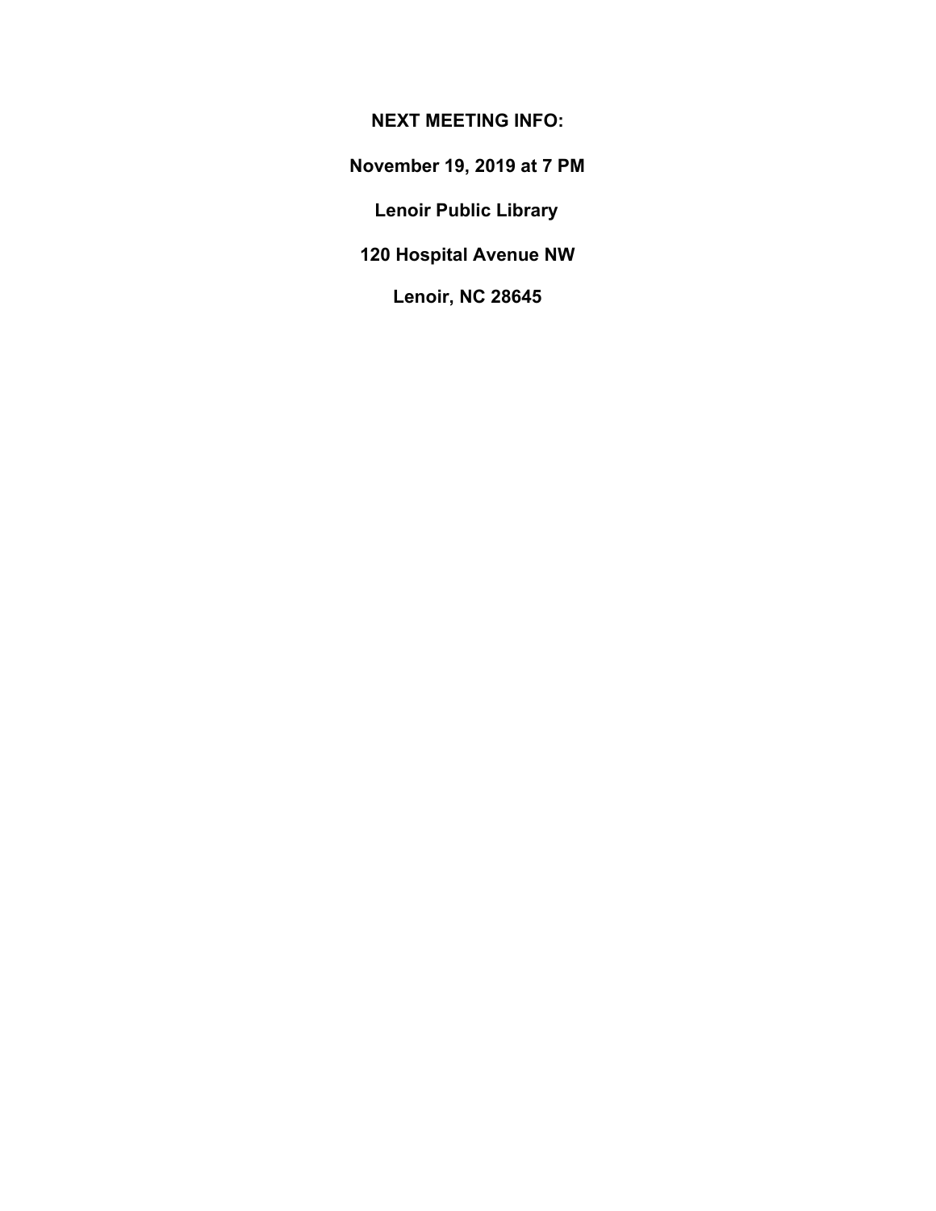**NEXT MEETING INFO:**

**November 19, 2019 at 7 PM**

**Lenoir Public Library**

**120 Hospital Avenue NW**

**Lenoir, NC 28645**